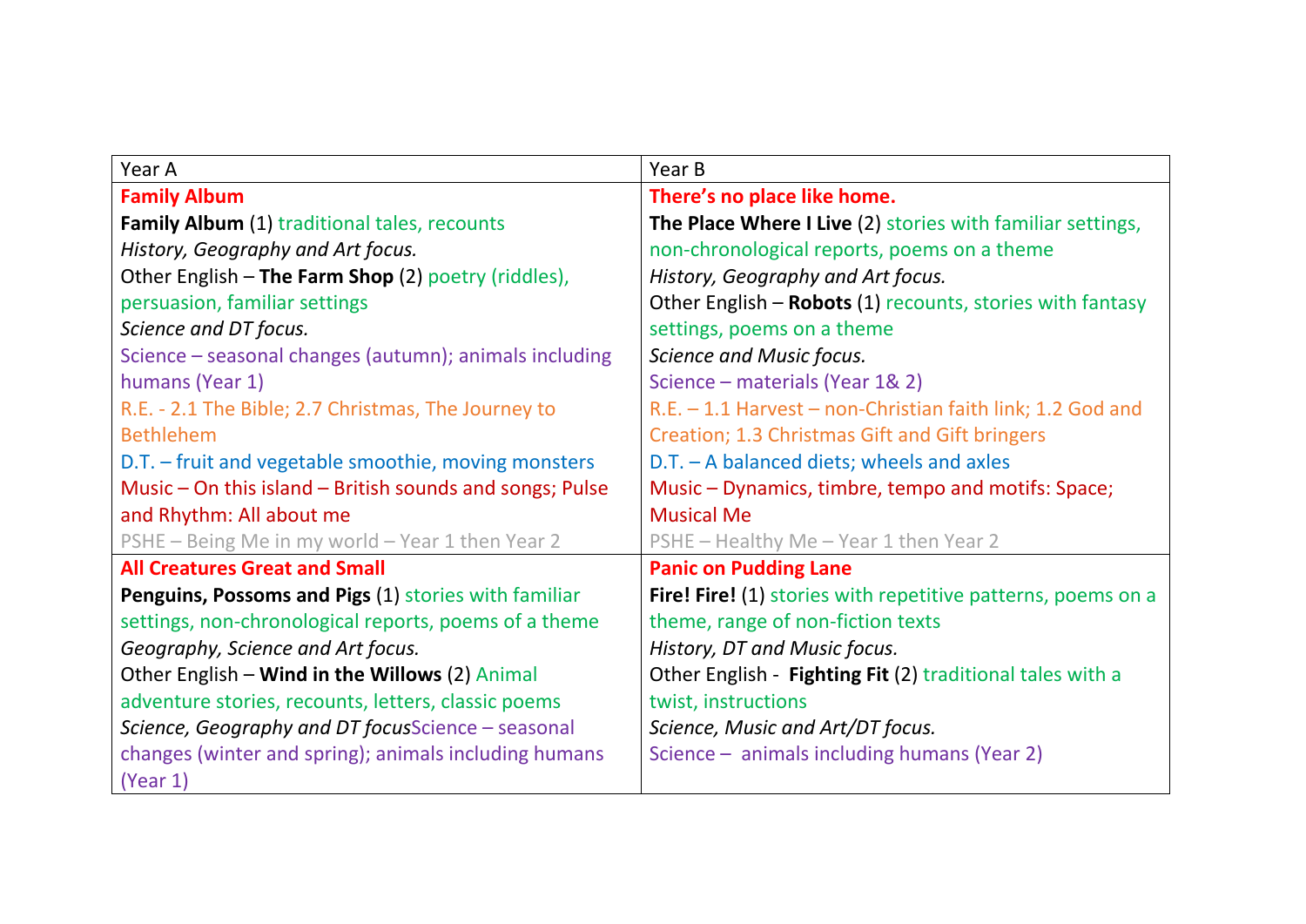| Year A | Year B |
|---|---|
| **Family Album**<br>**Family Album** (1) traditional tales, recounts<br>*History, Geography and Art focus.*<br>Other English – **The Farm Shop** (2) poetry (riddles), persuasion, familiar settings<br>*Science and DT focus.*<br>Science – seasonal changes (autumn); animals including humans (Year 1)<br>R.E. - 2.1 The Bible; 2.7 Christmas, The Journey to Bethlehem<br>D.T. – fruit and vegetable smoothie, moving monsters<br>Music – On this island – British sounds and songs; Pulse and Rhythm: All about me<br>PSHE – Being Me in my world – Year 1 then Year 2 | **There's no place like home.**<br>**The Place Where I Live** (2) stories with familiar settings, non-chronological reports, poems on a theme<br>*History, Geography and Art focus.*<br>Other English – **Robots** (1) recounts, stories with fantasy settings, poems on a theme<br>*Science and Music focus.*<br>Science – materials (Year 1& 2)<br>R.E. – 1.1 Harvest – non-Christian faith link; 1.2 God and Creation; 1.3 Christmas Gift and Gift bringers<br>D.T. – A balanced diets; wheels and axles<br>Music – Dynamics, timbre, tempo and motifs: Space; Musical Me<br>PSHE – Healthy Me – Year 1 then Year 2 |
| **All Creatures Great and Small**<br>**Penguins, Possoms and Pigs** (1) stories with familiar settings, non-chronological reports, poems of a theme<br>*Geography, Science and Art focus.*<br>Other English – **Wind in the Willows** (2) Animal adventure stories, recounts, letters, classic poems<br>*Science, Geography and DT focus*Science – seasonal changes (winter and spring); animals including humans (Year 1) | **Panic on Pudding Lane**<br>**Fire! Fire!** (1) stories with repetitive patterns, poems on a theme, range of non-fiction texts<br>*History, DT and Music focus.*<br>Other English - **Fighting Fit** (2) traditional tales with a twist, instructions<br>*Science, Music and Art/DT focus.*<br>Science – animals including humans (Year 2) |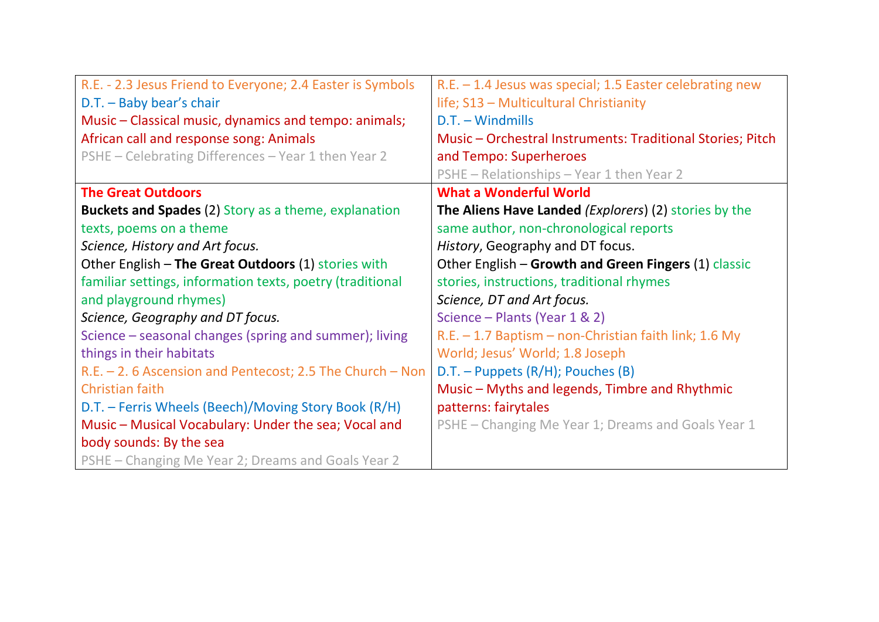| | |
|---|---|
| R.E. - 2.3 Jesus Friend to Everyone; 2.4 Easter is Symbols<br>D.T. – Baby bear's chair<br>Music – Classical music, dynamics and tempo: animals; African call and response song: Animals<br>PSHE – Celebrating Differences – Year 1 then Year 2 | R.E. – 1.4 Jesus was special; 1.5 Easter celebrating new life; S13 – Multicultural Christianity<br>D.T. – Windmills<br>Music – Orchestral Instruments: Traditional Stories; Pitch and Tempo: Superheroes<br>PSHE – Relationships – Year 1 then Year 2 |
| **The Great Outdoors**<br>**Buckets and Spades** (2) Story as a theme, explanation texts, poems on a theme<br>*Science, History and Art focus.*<br>Other English – **The Great Outdoors** (1) stories with familiar settings, information texts, poetry (traditional and playground rhymes)<br>*Science, Geography and DT focus.*<br>Science – seasonal changes (spring and summer); living things in their habitats<br>R.E. – 2. 6 Ascension and Pentecost; 2.5 The Church – Non Christian faith<br>D.T. – Ferris Wheels (Beech)/Moving Story Book (R/H)<br>Music – Musical Vocabulary: Under the sea; Vocal and body sounds: By the sea<br>PSHE – Changing Me Year 2; Dreams and Goals Year 2 | **What a Wonderful World**<br>**The Aliens Have Landed** *(Explorers)* (2) stories by the same author, non-chronological reports<br>*History*, Geography and DT focus.<br>Other English – **Growth and Green Fingers** (1) classic stories, instructions, traditional rhymes<br>*Science, DT and Art focus.*<br>Science – Plants (Year 1 & 2)<br>R.E. – 1.7 Baptism – non-Christian faith link; 1.6 My World; Jesus' World; 1.8 Joseph<br>D.T. – Puppets (R/H); Pouches (B)<br>Music – Myths and legends, Timbre and Rhythmic patterns: fairytales<br>PSHE – Changing Me Year 1; Dreams and Goals Year 1 |